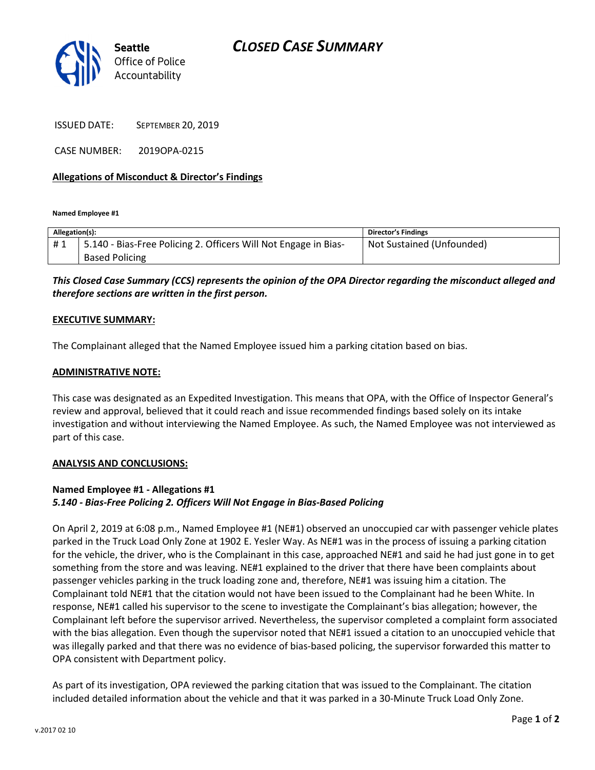Seattle
Office of Police
Accountability

# CLOSED CASE SUMMARY

ISSUED DATE: SEPTEMBER 20, 2019

CASE NUMBER: 2019OPA-0215

**Allegations of Misconduct & Director's Findings**

**Named Employee #1**

| Allegation(s): | | Director's Findings |
|---|---|---|
| # 1 | 5.140 - Bias-Free Policing 2. Officers Will Not Engage in Bias-Based Policing | Not Sustained (Unfounded) |

***This Closed Case Summary (CCS) represents the opinion of the OPA Director regarding the misconduct alleged and therefore sections are written in the first person.***

**EXECUTIVE SUMMARY:**

The Complainant alleged that the Named Employee issued him a parking citation based on bias.

**ADMINISTRATIVE NOTE:**

This case was designated as an Expedited Investigation. This means that OPA, with the Office of Inspector General's review and approval, believed that it could reach and issue recommended findings based solely on its intake investigation and without interviewing the Named Employee. As such, the Named Employee was not interviewed as part of this case.

**ANALYSIS AND CONCLUSIONS:**

**Named Employee #1 - Allegations #1**
***5.140 - Bias-Free Policing 2. Officers Will Not Engage in Bias-Based Policing***

On April 2, 2019 at 6:08 p.m., Named Employee #1 (NE#1) observed an unoccupied car with passenger vehicle plates parked in the Truck Load Only Zone at 1902 E. Yesler Way. As NE#1 was in the process of issuing a parking citation for the vehicle, the driver, who is the Complainant in this case, approached NE#1 and said he had just gone in to get something from the store and was leaving. NE#1 explained to the driver that there have been complaints about passenger vehicles parking in the truck loading zone and, therefore, NE#1 was issuing him a citation. The Complainant told NE#1 that the citation would not have been issued to the Complainant had he been White. In response, NE#1 called his supervisor to the scene to investigate the Complainant's bias allegation; however, the Complainant left before the supervisor arrived. Nevertheless, the supervisor completed a complaint form associated with the bias allegation. Even though the supervisor noted that NE#1 issued a citation to an unoccupied vehicle that was illegally parked and that there was no evidence of bias-based policing, the supervisor forwarded this matter to OPA consistent with Department policy.

As part of its investigation, OPA reviewed the parking citation that was issued to the Complainant. The citation included detailed information about the vehicle and that it was parked in a 30-Minute Truck Load Only Zone.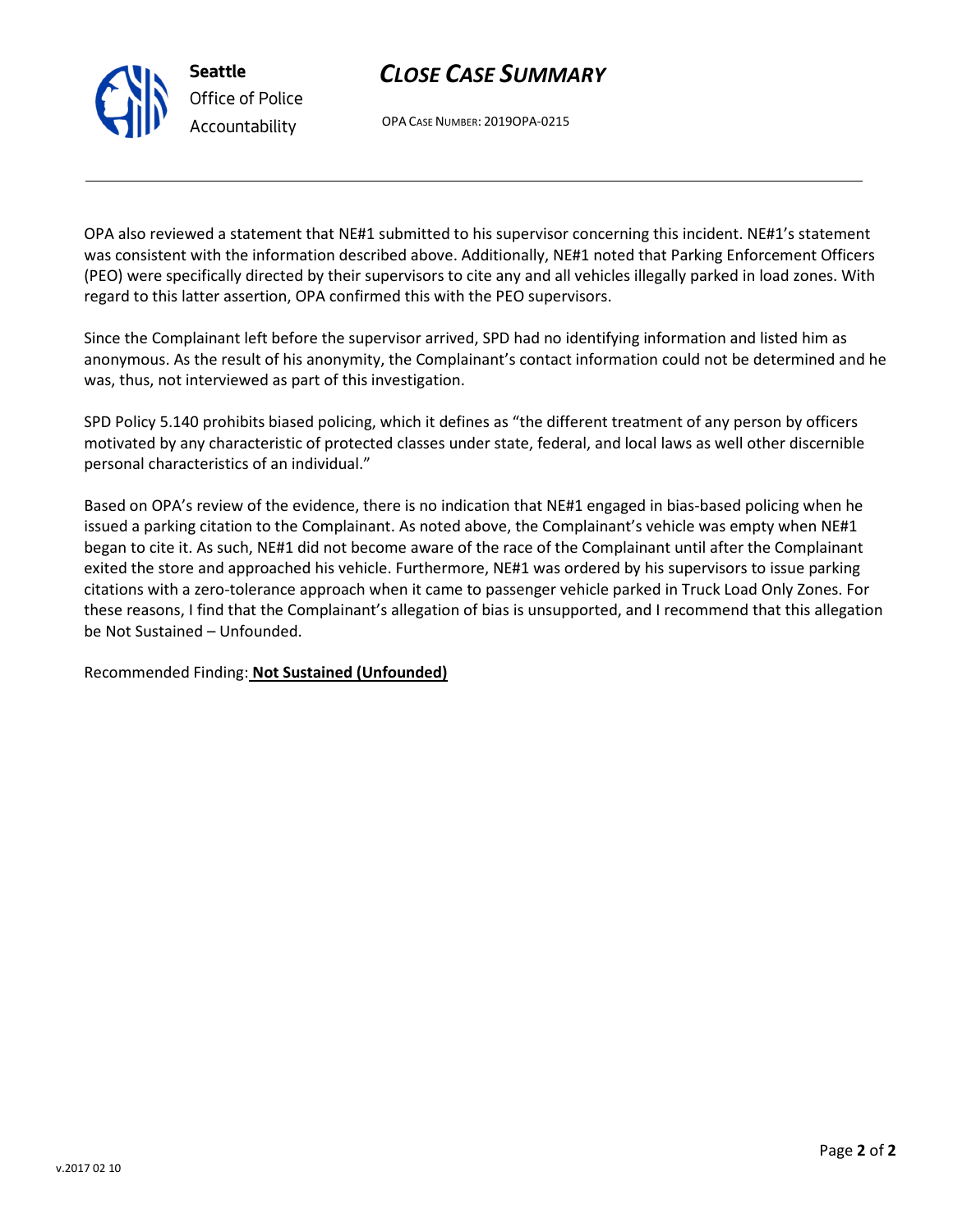OPA also reviewed a statement that NE#1 submitted to his supervisor concerning this incident. NE#1's statement was consistent with the information described above. Additionally, NE#1 noted that Parking Enforcement Officers (PEO) were specifically directed by their supervisors to cite any and all vehicles illegally parked in load zones. With regard to this latter assertion, OPA confirmed this with the PEO supervisors.

Since the Complainant left before the supervisor arrived, SPD had no identifying information and listed him as anonymous. As the result of his anonymity, the Complainant's contact information could not be determined and he was, thus, not interviewed as part of this investigation.

SPD Policy 5.140 prohibits biased policing, which it defines as "the different treatment of any person by officers motivated by any characteristic of protected classes under state, federal, and local laws as well other discernible personal characteristics of an individual."

Based on OPA's review of the evidence, there is no indication that NE#1 engaged in bias-based policing when he issued a parking citation to the Complainant. As noted above, the Complainant's vehicle was empty when NE#1 began to cite it. As such, NE#1 did not become aware of the race of the Complainant until after the Complainant exited the store and approached his vehicle. Furthermore, NE#1 was ordered by his supervisors to issue parking citations with a zero-tolerance approach when it came to passenger vehicle parked in Truck Load Only Zones. For these reasons, I find that the Complainant's allegation of bias is unsupported, and I recommend that this allegation be Not Sustained – Unfounded.

Recommended Finding: **Not Sustained (Unfounded)**